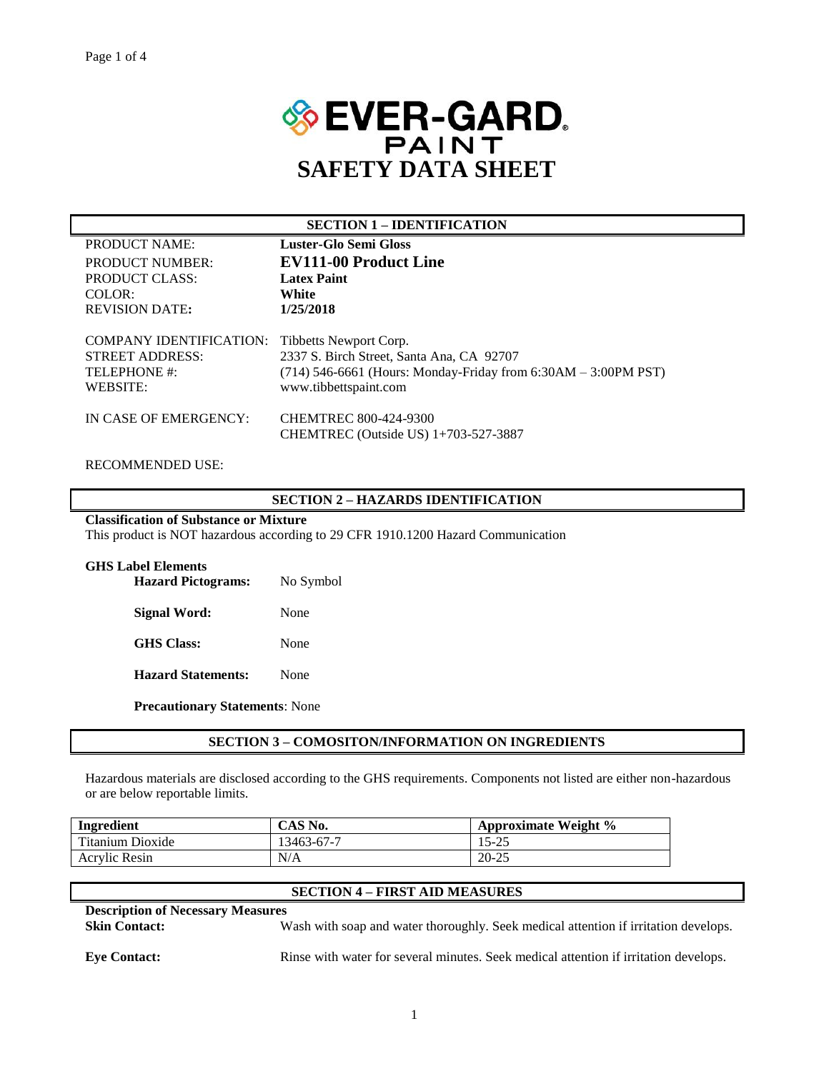# EVER-GARD® PAINT

# SAFETY DATA SHEET

## SECTION 1 – IDENTIFICATION

| | |
|---|---|
| PRODUCT NAME: | **Luster-Glo Semi Gloss** |
| PRODUCT NUMBER: | **EV111-00 Product Line** |
| PRODUCT CLASS: | **Latex Paint** |
| COLOR: | **White** |
| REVISION DATE: | **1/25/2018** |

| | |
|---|---|
| COMPANY IDENTIFICATION: | Tibbetts Newport Corp. |
| STREET ADDRESS: | 2337 S. Birch Street, Santa Ana, CA 92707 |
| TELEPHONE #: | (714) 546-6661 (Hours: Monday-Friday from 6:30AM – 3:00PM PST) |
| WEBSITE: | www.tibbettspaint.com |

| | |
|---|---|
| IN CASE OF EMERGENCY: | CHEMTREC 800-424-9300<br>CHEMTREC (Outside US) 1+703-527-3887 |

RECOMMENDED USE:

## SECTION 2 – HAZARDS IDENTIFICATION

**Classification of Substance or Mixture**

This product is NOT hazardous according to 29 CFR 1910.1200 Hazard Communication

**GHS Label Elements**

**Hazard Pictograms:** No Symbol

**Signal Word:** None

**GHS Class:** None

**Hazard Statements:** None

**Precautionary Statements**: None

## SECTION 3 – COMOSITON/INFORMATION ON INGREDIENTS

Hazardous materials are disclosed according to the GHS requirements. Components not listed are either non-hazardous or are below reportable limits.

| Ingredient | CAS No. | Approximate Weight % |
|---|---|---|
| Titanium Dioxide | 13463-67-7 | 15-25 |
| Acrylic Resin | N/A | 20-25 |

## SECTION 4 – FIRST AID MEASURES

**Description of Necessary Measures**

**Skin Contact:** Wash with soap and water thoroughly. Seek medical attention if irritation develops.

**Eye Contact:** Rinse with water for several minutes. Seek medical attention if irritation develops.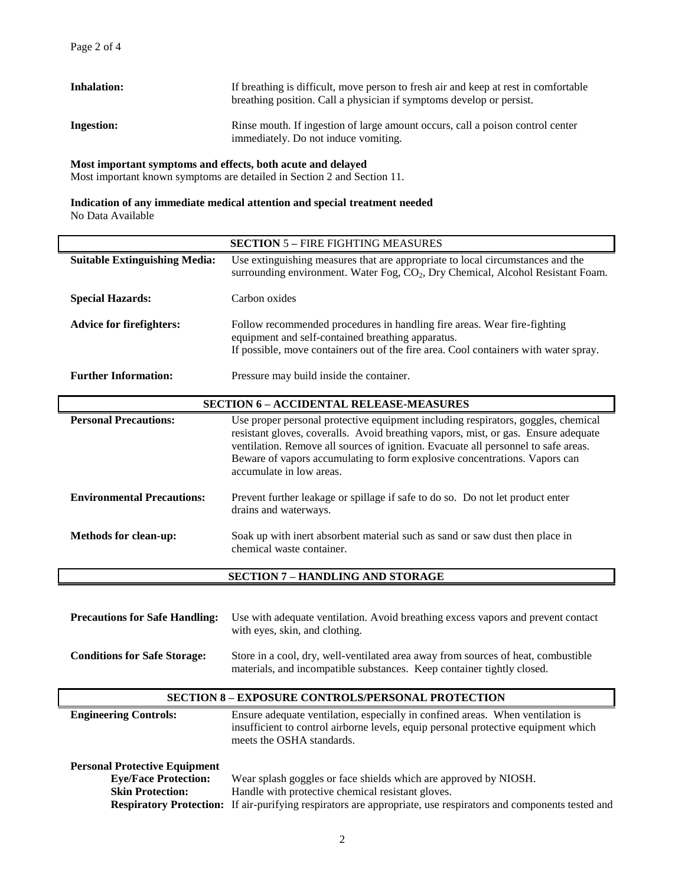**Inhalation:** If breathing is difficult, move person to fresh air and keep at rest in comfortable breathing position. Call a physician if symptoms develop or persist.

**Ingestion:** Rinse mouth. If ingestion of large amount occurs, call a poison control center immediately. Do not induce vomiting.

**Most important symptoms and effects, both acute and delayed**
Most important known symptoms are detailed in Section 2 and Section 11.

**Indication of any immediate medical attention and special treatment needed**
No Data Available

## SECTION 5 – FIRE FIGHTING MEASURES

**Suitable Extinguishing Media:** Use extinguishing measures that are appropriate to local circumstances and the surrounding environment. Water Fog, $CO_2$, Dry Chemical, Alcohol Resistant Foam.

**Special Hazards:** Carbon oxides

**Advice for firefighters:** Follow recommended procedures in handling fire areas. Wear fire-fighting equipment and self-contained breathing apparatus.
If possible, move containers out of the fire area. Cool containers with water spray.

**Further Information:** Pressure may build inside the container.

## SECTION 6 – ACCIDENTAL RELEASE-MEASURES

**Personal Precautions:** Use proper personal protective equipment including respirators, goggles, chemical resistant gloves, coveralls. Avoid breathing vapors, mist, or gas. Ensure adequate ventilation. Remove all sources of ignition. Evacuate all personnel to safe areas. Beware of vapors accumulating to form explosive concentrations. Vapors can accumulate in low areas.

**Environmental Precautions:** Prevent further leakage or spillage if safe to do so. Do not let product enter drains and waterways.

**Methods for clean-up:** Soak up with inert absorbent material such as sand or saw dust then place in chemical waste container.

## SECTION 7 – HANDLING AND STORAGE

**Precautions for Safe Handling:** Use with adequate ventilation. Avoid breathing excess vapors and prevent contact with eyes, skin, and clothing.

**Conditions for Safe Storage:** Store in a cool, dry, well-ventilated area away from sources of heat, combustible materials, and incompatible substances. Keep container tightly closed.

## SECTION 8 – EXPOSURE CONTROLS/PERSONAL PROTECTION

**Engineering Controls:** Ensure adequate ventilation, especially in confined areas. When ventilation is insufficient to control airborne levels, equip personal protective equipment which meets the OSHA standards.

**Personal Protective Equipment**

**Eye/Face Protection:** Wear splash goggles or face shields which are approved by NIOSH.

**Skin Protection:** Handle with protective chemical resistant gloves.

**Respiratory Protection:** If air-purifying respirators are appropriate, use respirators and components tested and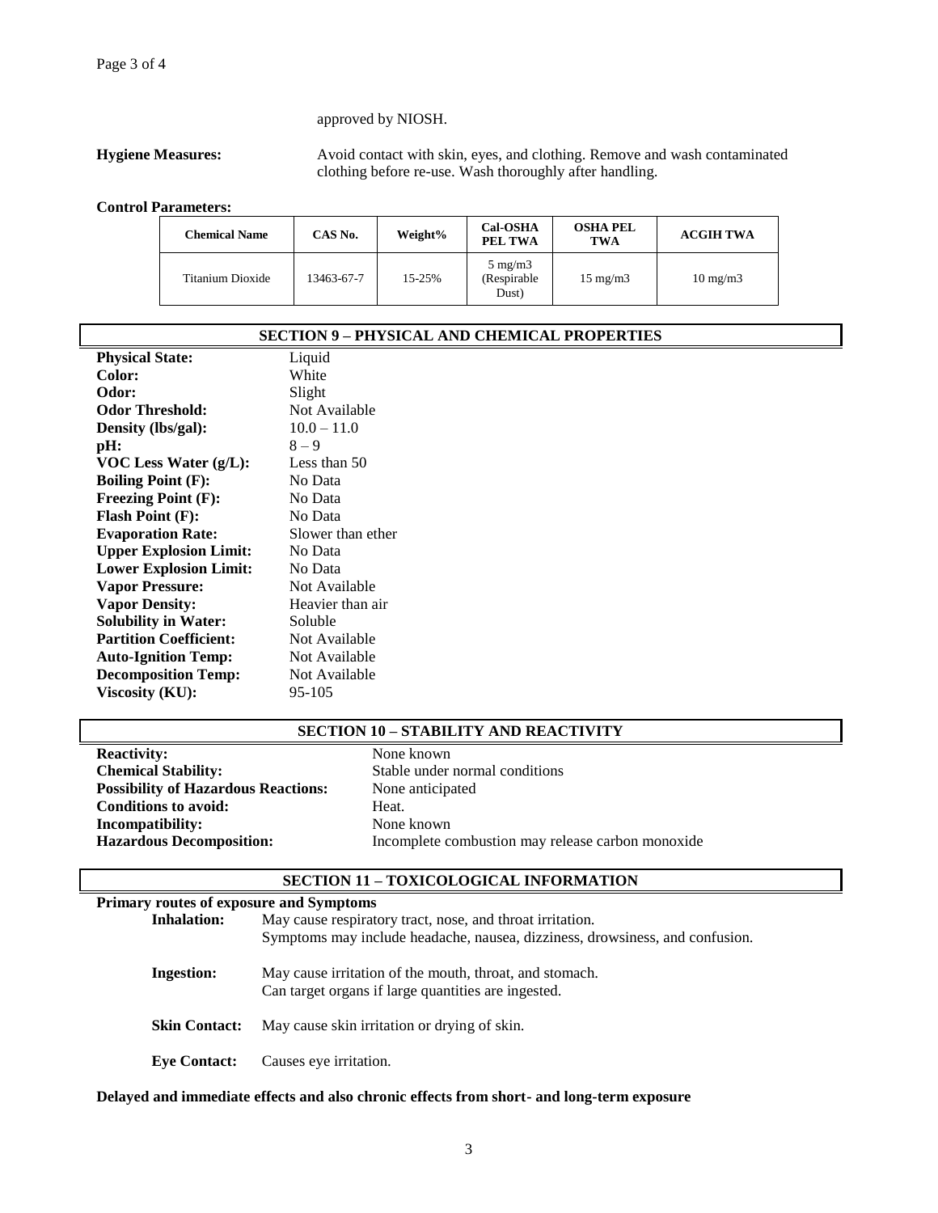approved by NIOSH.

**Hygiene Measures:** Avoid contact with skin, eyes, and clothing. Remove and wash contaminated clothing before re-use. Wash thoroughly after handling.

**Control Parameters:**

| Chemical Name | CAS No. | Weight% | Cal-OSHA PEL TWA | OSHA PEL TWA | ACGIH TWA |
|---|---|---|---|---|---|
| Titanium Dioxide | 13463-67-7 | 15-25% | 5 mg/m3 (Respirable Dust) | 15 mg/m3 | 10 mg/m3 |

## SECTION 9 – PHYSICAL AND CHEMICAL PROPERTIES

**Physical State:** Liquid
**Color:** White
**Odor:** Slight
**Odor Threshold:** Not Available
**Density (lbs/gal):** 10.0 – 11.0
**pH:** 8 – 9
**VOC Less Water (g/L):** Less than 50
**Boiling Point (F):** No Data
**Freezing Point (F):** No Data
**Flash Point (F):** No Data
**Evaporation Rate:** Slower than ether
**Upper Explosion Limit:** No Data
**Lower Explosion Limit:** No Data
**Vapor Pressure:** Not Available
**Vapor Density:** Heavier than air
**Solubility in Water:** Soluble
**Partition Coefficient:** Not Available
**Auto-Ignition Temp:** Not Available
**Decomposition Temp:** Not Available
**Viscosity (KU):** 95-105

## SECTION 10 – STABILITY AND REACTIVITY

**Reactivity:** None known
**Chemical Stability:** Stable under normal conditions
**Possibility of Hazardous Reactions:** None anticipated
**Conditions to avoid:** Heat.
**Incompatibility:** None known
**Hazardous Decomposition:** Incomplete combustion may release carbon monoxide

## SECTION 11 – TOXICOLOGICAL INFORMATION

**Primary routes of exposure and Symptoms**

**Inhalation:** May cause respiratory tract, nose, and throat irritation. Symptoms may include headache, nausea, dizziness, drowsiness, and confusion.

**Ingestion:** May cause irritation of the mouth, throat, and stomach. Can target organs if large quantities are ingested.

**Skin Contact:** May cause skin irritation or drying of skin.

**Eye Contact:** Causes eye irritation.

**Delayed and immediate effects and also chronic effects from short- and long-term exposure**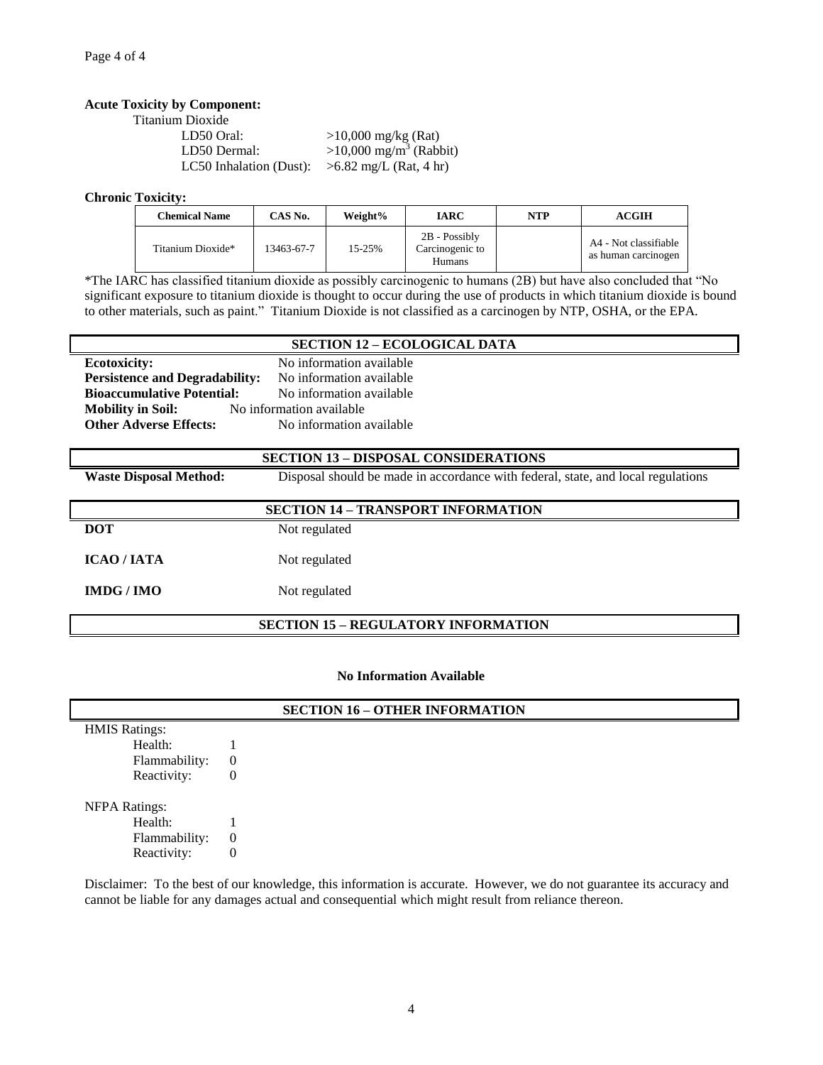**Acute Toxicity by Component:**

Titanium Dioxide

| | |
|---|---|
| LD50 Oral: | >10,000 mg/kg (Rat) |
| LD50 Dermal: | >10,000 $mg/m^3$ (Rabbit) |
| LC50 Inhalation (Dust): | >6.82 mg/L (Rat, 4 hr) |

**Chronic Toxicity:**

| Chemical Name | CAS No. | Weight% | IARC | NTP | ACGIH |
|---|---|---|---|---|---|
| Titanium Dioxide* | 13463-67-7 | 15-25% | 2B - Possibly Carcinogenic to Humans | | A4 - Not classifiable as human carcinogen |

*The IARC has classified titanium dioxide as possibly carcinogenic to humans (2B) but have also concluded that "No significant exposure to titanium dioxide is thought to occur during the use of products in which titanium dioxide is bound to other materials, such as paint." Titanium Dioxide is not classified as a carcinogen by NTP, OSHA, or the EPA.

## SECTION 12 – ECOLOGICAL DATA

**Ecotoxicity:** No information available
**Persistence and Degradability:** No information available
**Bioaccumulative Potential:** No information available
**Mobility in Soil:** No information available
**Other Adverse Effects:** No information available

## SECTION 13 – DISPOSAL CONSIDERATIONS

**Waste Disposal Method:** Disposal should be made in accordance with federal, state, and local regulations

## SECTION 14 – TRANSPORT INFORMATION

**DOT** Not regulated

**ICAO / IATA** Not regulated

**IMDG / IMO** Not regulated

## SECTION 15 – REGULATORY INFORMATION

**No Information Available**

## SECTION 16 – OTHER INFORMATION

HMIS Ratings:

- Health: 1
- Flammability: 0
- Reactivity: 0

NFPA Ratings:

- Health: 1
- Flammability: 0
- Reactivity: 0

Disclaimer: To the best of our knowledge, this information is accurate. However, we do not guarantee its accuracy and cannot be liable for any damages actual and consequential which might result from reliance thereon.